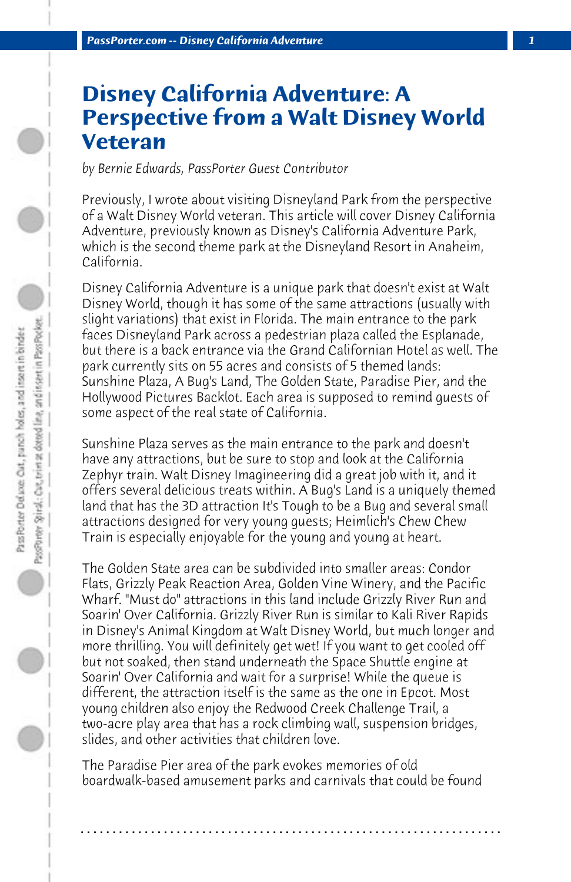# Disney California Adventure: A Perspective from a Walt Disney World Veteran

*by Bernie Edwards, PassPorter Guest Contributor*

Previously, I wrote about visiting Disneyland Park from the perspective of a Walt Disney World veteran. This article will cover Disney California Adventure, previously known as Disney's California Adventure Park, which is the second theme park at the Disneyland Resort in Anaheim, California.

Disney California Adventure is a unique park that doesn't exist at Walt Disney World, though it has some of the same attractions (usually with slight variations) that exist in Florida. The main entrance to the park faces Disneyland Park across a pedestrian plaza called the Esplanade, but there is a back entrance via the Grand Californian Hotel as well. The park currently sits on 55 acres and consists of 5 themed lands: Sunshine Plaza, A Bug's Land, The Golden State, Paradise Pier, and the Hollywood Pictures Backlot. Each area is supposed to remind guests of some aspect of the real state of California.

Sunshine Plaza serves as the main entrance to the park and doesn't have any attractions, but be sure to stop and look at the California Zephyr train. Walt Disney Imagineering did a great job with it, and it offers several delicious treats within. A Bug's Land is a uniquely themed land that has the 3D attraction It's Tough to be a Bug and several small attractions designed for very young guests; Heimlich's Chew Chew Train is especially enjoyable for the young and young at heart.

The Golden State area can be subdivided into smaller areas: Condor Flats, Grizzly Peak Reaction Area, Golden Vine Winery, and the Pacific Wharf. "Must do" attractions in this land include Grizzly River Run and Soarin' Over California. Grizzly River Run is similar to Kali River Rapids in Disney's Animal Kingdom at Walt Disney World, but much longer and more thrilling. You will definitely get wet! If you want to get cooled off but not soaked, then stand underneath the Space Shuttle engine at Soarin' Over California and wait for a surprise! While the queue is different, the attraction itself is the same as the one in Epcot. Most young children also enjoy the Redwood Creek Challenge Trail, a two-acre play area that has a rock climbing wall, suspension bridges, slides, and other activities that children love.

The Paradise Pier area of the park evokes memories of old boardwalk-based amusement parks and carnivals that could be found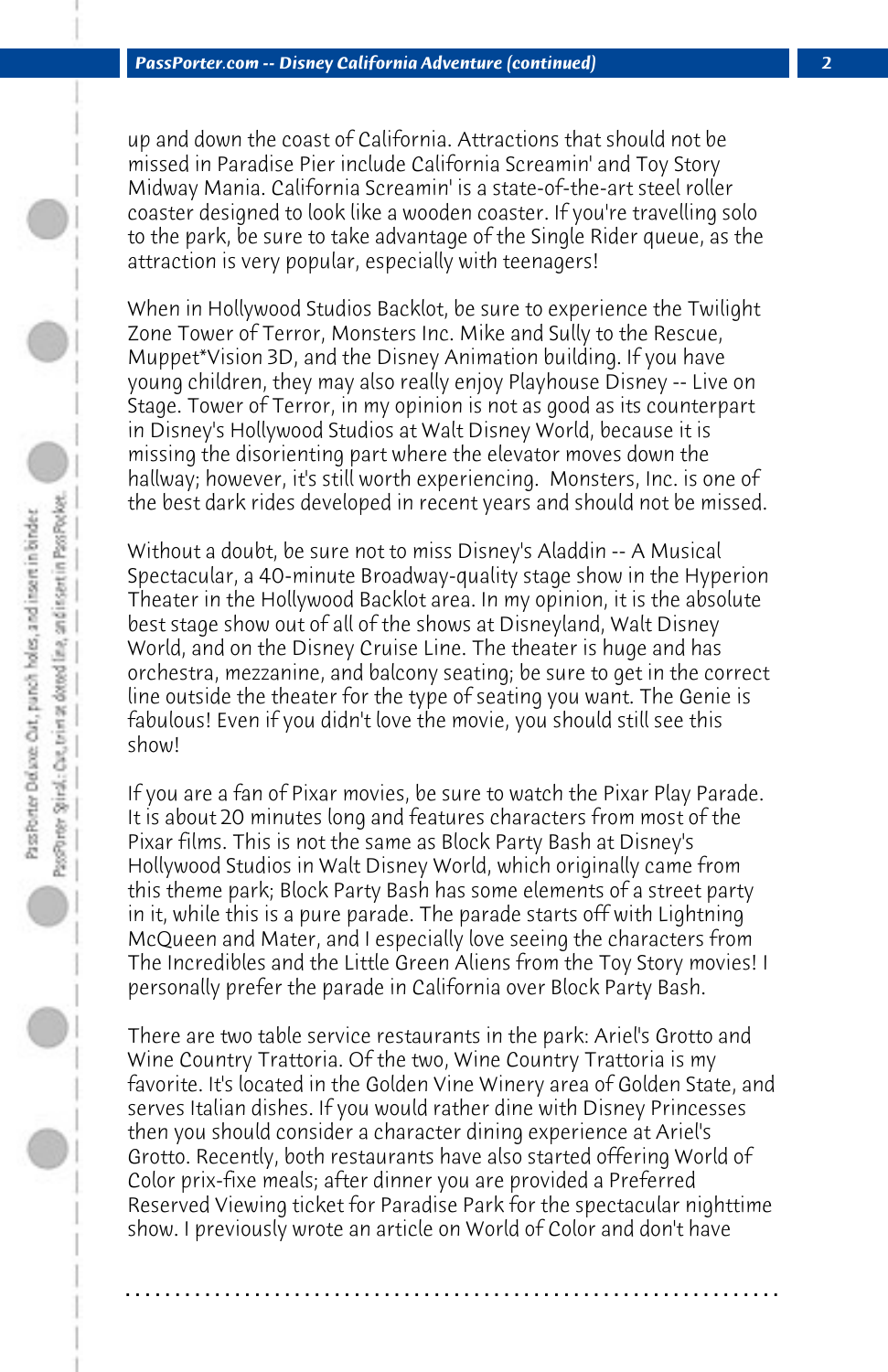up and down the coast of California. Attractions that should not be missed in Paradise Pier include California Screamin' and Toy Story Midway Mania. California Screamin' is a state-of-the-art steel roller coaster designed to look like a wooden coaster. If you're travelling solo to the park, be sure to take advantage of the Single Rider queue, as the attraction is very popular, especially with teenagers!

When in Hollywood Studios Backlot, be sure to experience the Twilight Zone Tower of Terror, Monsters Inc. Mike and Sully to the Rescue, Muppet*Vision 3D, and the Disney Animation building. If you have young children, they may also really enjoy Playhouse Disney -- Live on Stage. Tower of Terror, in my opinion is not as good as its counterpart in Disney's Hollywood Studios at Walt Disney World, because it is missing the disorienting part where the elevator moves down the hallway; however, it's still worth experiencing. Monsters, Inc. is one of the best dark rides developed in recent years and should not be missed.

Without a doubt, be sure not to miss Disney's Aladdin -- A Musical Spectacular, a 40-minute Broadway-quality stage show in the Hyperion Theater in the Hollywood Backlot area. In my opinion, it is the absolute best stage show out of all of the shows at Disneyland, Walt Disney World, and on the Disney Cruise Line. The theater is huge and has orchestra, mezzanine, and balcony seating; be sure to get in the correct line outside the theater for the type of seating you want. The Genie is fabulous! Even if you didn't love the movie, you should still see this show!

If you are a fan of Pixar movies, be sure to watch the Pixar Play Parade. It is about 20 minutes long and features characters from most of the Pixar films. This is not the same as Block Party Bash at Disney's Hollywood Studios in Walt Disney World, which originally came from this theme park; Block Party Bash has some elements of a street party in it, while this is a pure parade. The parade starts off with Lightning McQueen and Mater, and I especially love seeing the characters from The Incredibles and the Little Green Aliens from the Toy Story movies! I personally prefer the parade in California over Block Party Bash.

There are two table service restaurants in the park: Ariel's Grotto and Wine Country Trattoria. Of the two, Wine Country Trattoria is my favorite. It's located in the Golden Vine Winery area of Golden State, and serves Italian dishes. If you would rather dine with Disney Princesses then you should consider a character dining experience at Ariel's Grotto. Recently, both restaurants have also started offering World of Color prix-fixe meals; after dinner you are provided a Preferred Reserved Viewing ticket for Paradise Park for the spectacular nighttime show. I previously wrote an article on World of Color and don't have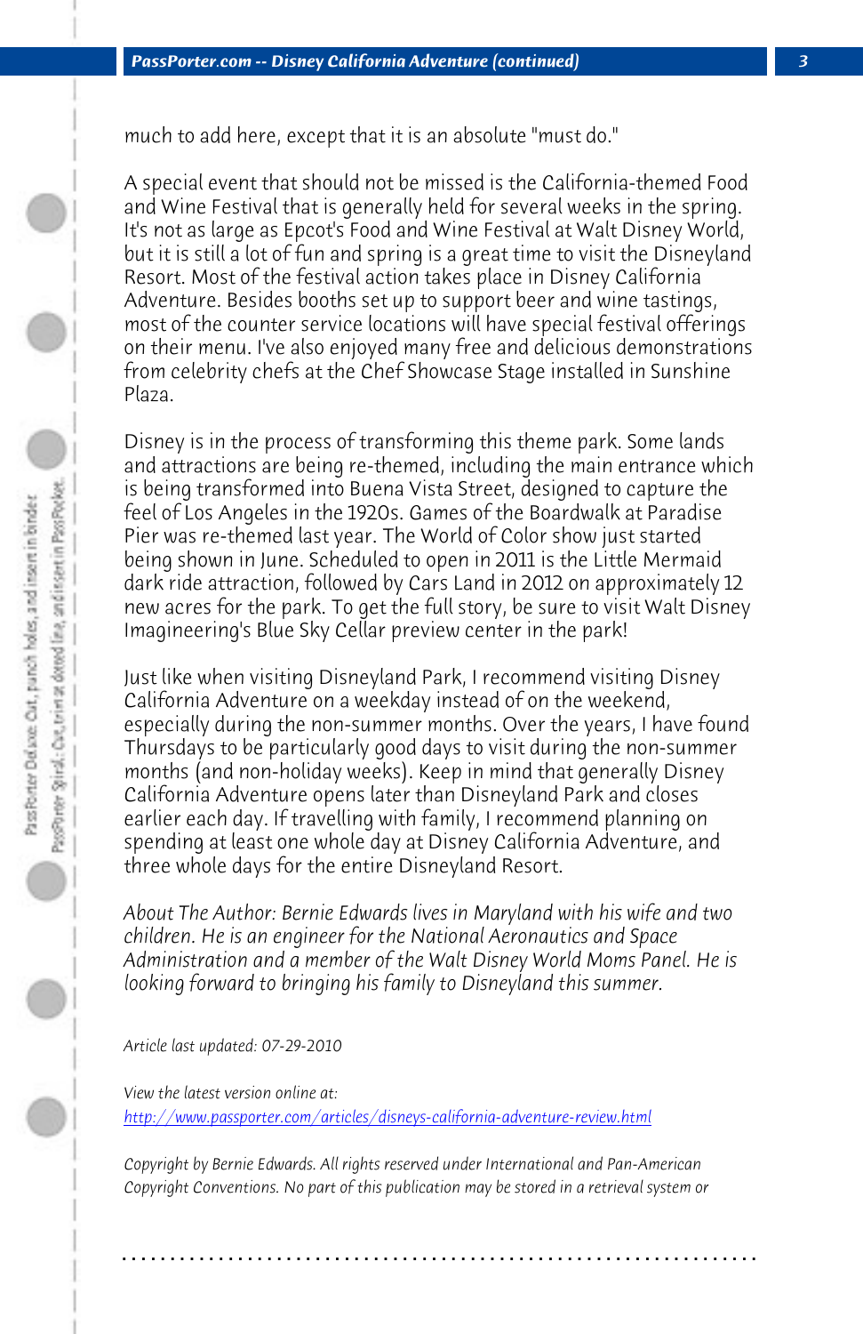much to add here, except that it is an absolute "must do."

A special event that should not be missed is the California-themed Food and Wine Festival that is generally held for several weeks in the spring. It's not as large as Epcot's Food and Wine Festival at Walt Disney World, but it is still a lot of fun and spring is a great time to visit the Disneyland Resort. Most of the festival action takes place in Disney California Adventure. Besides booths set up to support beer and wine tastings, most of the counter service locations will have special festival offerings on their menu. I've also enjoyed many free and delicious demonstrations from celebrity chefs at the Chef Showcase Stage installed in Sunshine Plaza.

Disney is in the process of transforming this theme park. Some lands and attractions are being re-themed, including the main entrance which is being transformed into Buena Vista Street, designed to capture the feel of Los Angeles in the 1920s. Games of the Boardwalk at Paradise Pier was re-themed last year. The World of Color show just started being shown in June. Scheduled to open in 2011 is the Little Mermaid dark ride attraction, followed by Cars Land in 2012 on approximately 12 new acres for the park. To get the full story, be sure to visit Walt Disney Imagineering's Blue Sky Cellar preview center in the park!

Just like when visiting Disneyland Park, I recommend visiting Disney California Adventure on a weekday instead of on the weekend, especially during the non-summer months. Over the years, I have found Thursdays to be particularly good days to visit during the non-summer months (and non-holiday weeks). Keep in mind that generally Disney California Adventure opens later than Disneyland Park and closes earlier each day. If travelling with family, I recommend planning on spending at least one whole day at Disney California Adventure, and three whole days for the entire Disneyland Resort.

*About The Author: Bernie Edwards lives in Maryland with his wife and two children. He is an engineer for the National Aeronautics and Space Administration and a member of the Walt Disney World Moms Panel. He is looking forward to bringing his family to Disneyland this summer.*

*Article last updated: 07-29-2010*

*View the latest version online at:*
*http://www.passporter.com/articles/disneys-california-adventure-review.html*

*Copyright by Bernie Edwards. All rights reserved under International and Pan-American Copyright Conventions. No part of this publication may be stored in a retrieval system or*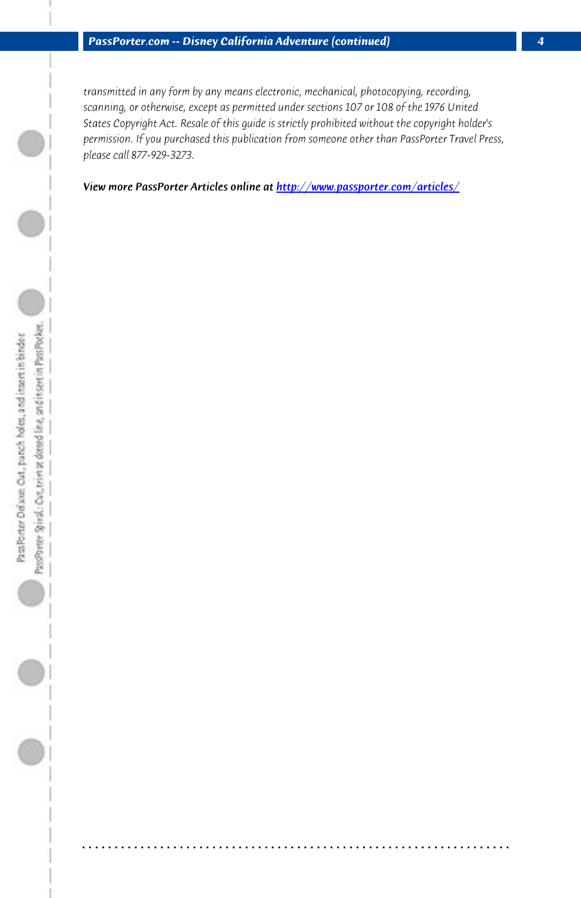*transmitted in any form by any means electronic, mechanical, photocopying, recording, scanning, or otherwise, except as permitted under sections 107 or 108 of the 1976 United States Copyright Act. Resale of this guide is strictly prohibited without the copyright holder's permission. If you purchased this publication from someone other than PassPorter Travel Press, please call 877-929-3273.*

**View more PassPorter Articles online at [http://www.passporter.com/articles/](http://www.passporter.com/articles/)**